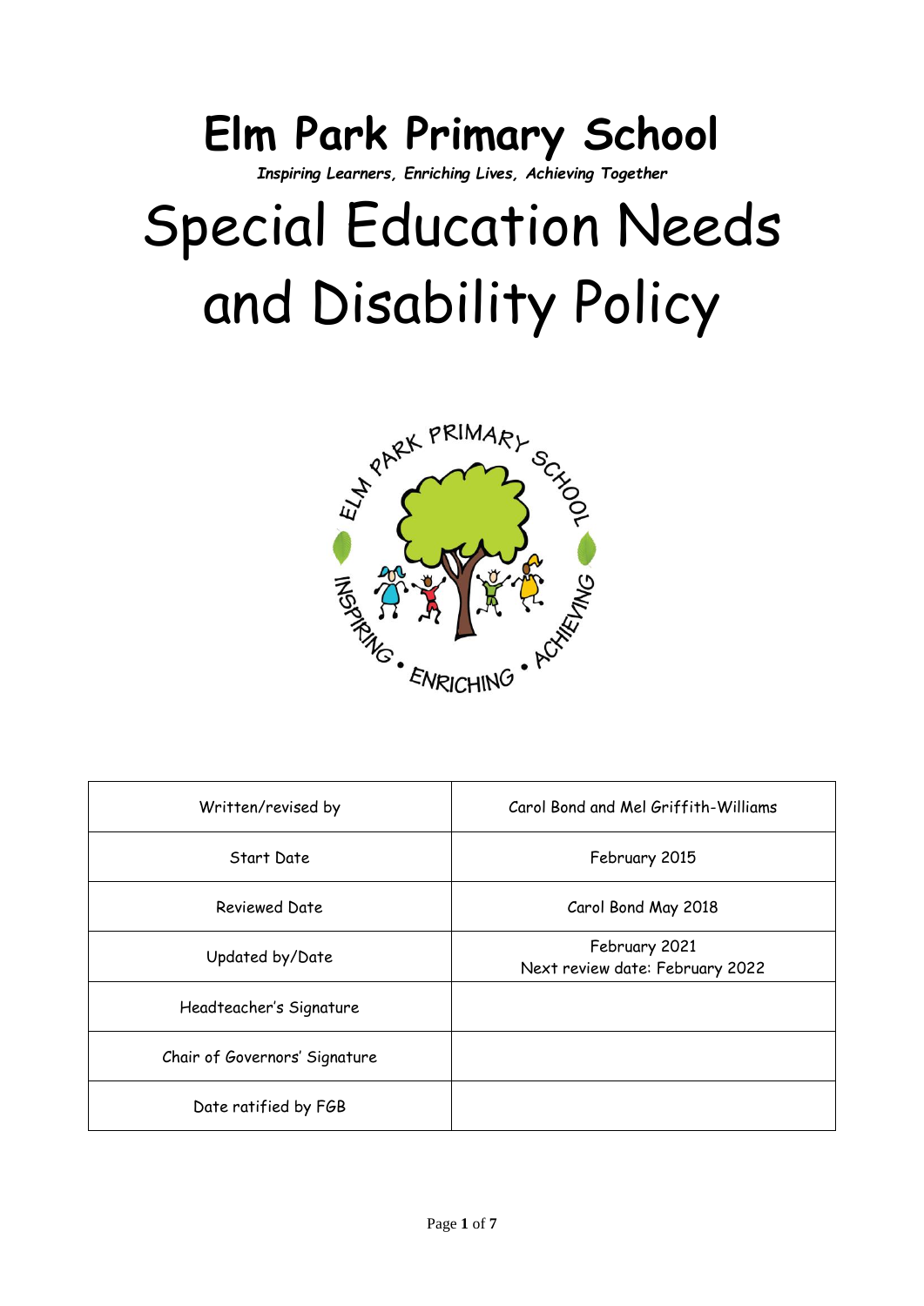# Elm Park Primary School

***Inspiring Learners, Enriching Lives, Achieving Together***

# Special Education Needs and Disability Policy

| Written/revised by | Carol Bond and Mel Griffith-Williams |
|---|---|
| Start Date | February 2015 |
| Reviewed Date | Carol Bond May 2018 |
| Updated by/Date | February 2021<br>Next review date: February 2022 |
| Headteacher's Signature | |
| Chair of Governors' Signature | |
| Date ratified by FGB | |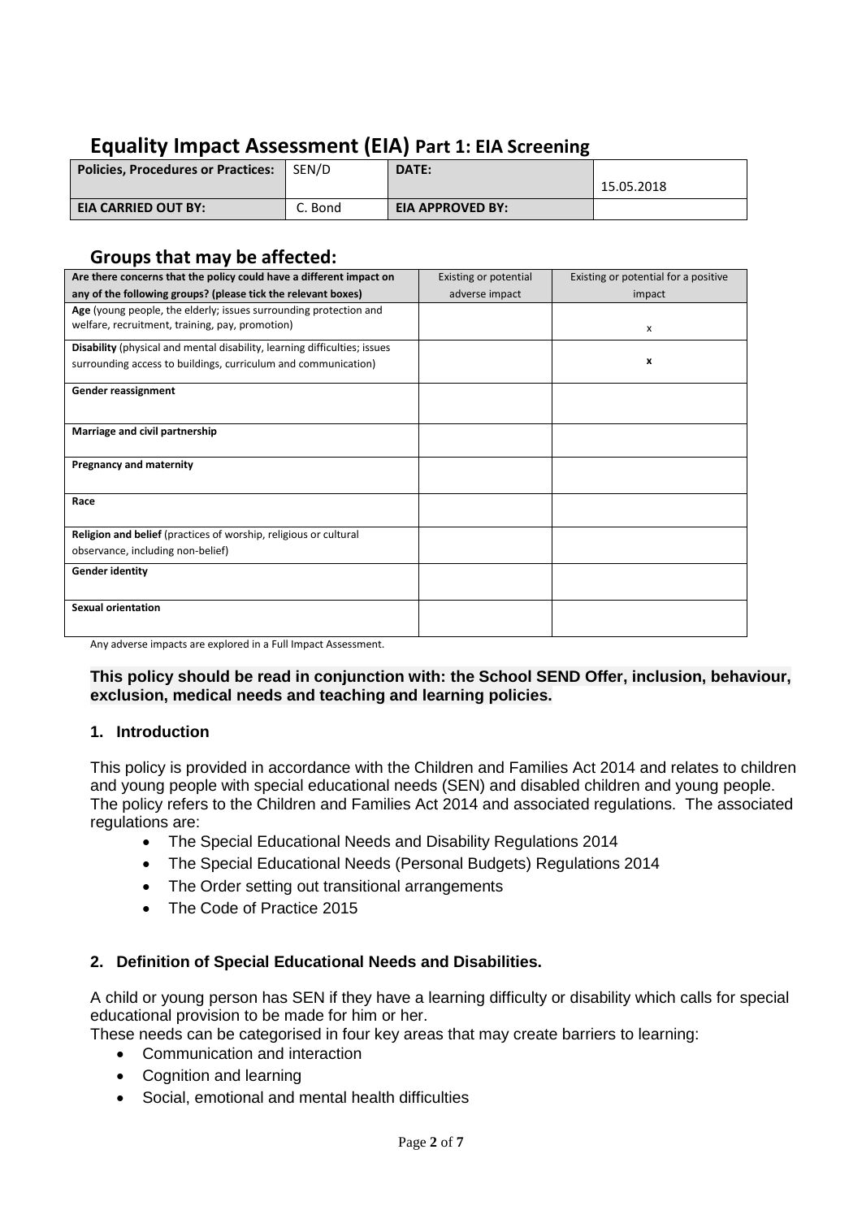# Equality Impact Assessment (EIA) Part 1: EIA Screening

| Policies, Procedures or Practices: | SEN/D | DATE: | 15.05.2018 |
|---|---|---|---|
| EIA CARRIED OUT BY: | C. Bond | EIA APPROVED BY: | |

## Groups that may be affected:

| Are there concerns that the policy could have a different impact on any of the following groups? (please tick the relevant boxes) | Existing or potential adverse impact | Existing or potential for a positive impact |
|---|---|---|
| **Age** (young people, the elderly; issues surrounding protection and welfare, recruitment, training, pay, promotion) | | x |
| **Disability** (physical and mental disability, learning difficulties; issues surrounding access to buildings, curriculum and communication) | | **x** |
| **Gender reassignment** | | |
| **Marriage and civil partnership** | | |
| **Pregnancy and maternity** | | |
| **Race** | | |
| **Religion and belief** (practices of worship, religious or cultural observance, including non-belief) | | |
| **Gender identity** | | |
| **Sexual orientation** | | |

Any adverse impacts are explored in a Full Impact Assessment.

**This policy should be read in conjunction with: the School SEND Offer, inclusion, behaviour, exclusion, medical needs and teaching and learning policies.**

### 1. Introduction

This policy is provided in accordance with the Children and Families Act 2014 and relates to children and young people with special educational needs (SEN) and disabled children and young people. The policy refers to the Children and Families Act 2014 and associated regulations. The associated regulations are:

- The Special Educational Needs and Disability Regulations 2014
- The Special Educational Needs (Personal Budgets) Regulations 2014
- The Order setting out transitional arrangements
- The Code of Practice 2015

### 2. Definition of Special Educational Needs and Disabilities.

A child or young person has SEN if they have a learning difficulty or disability which calls for special educational provision to be made for him or her.

These needs can be categorised in four key areas that may create barriers to learning:

- Communication and interaction
- Cognition and learning
- Social, emotional and mental health difficulties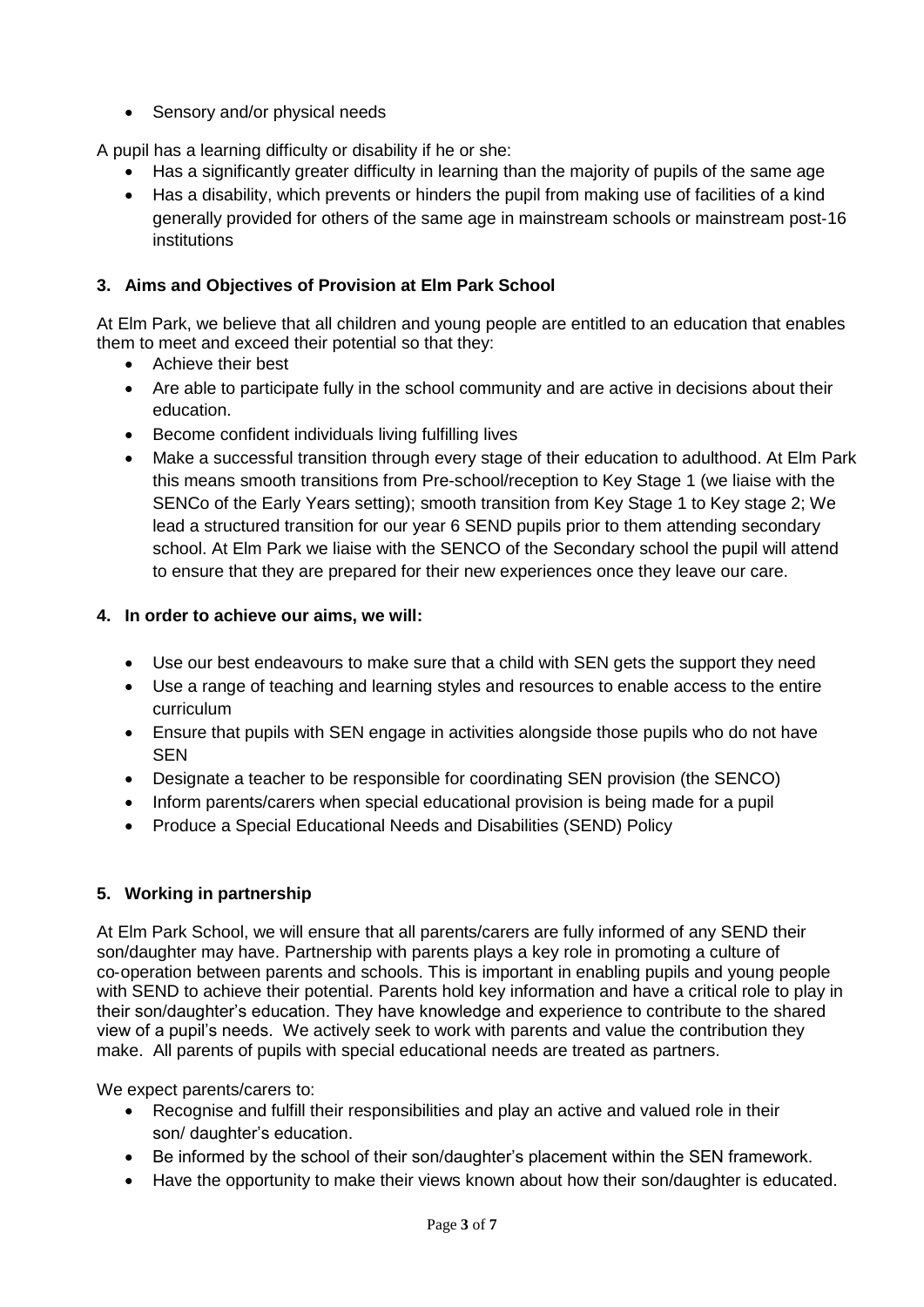- Sensory and/or physical needs

A pupil has a learning difficulty or disability if he or she:

- Has a significantly greater difficulty in learning than the majority of pupils of the same age
- Has a disability, which prevents or hinders the pupil from making use of facilities of a kind generally provided for others of the same age in mainstream schools or mainstream post-16 institutions

### 3. Aims and Objectives of Provision at Elm Park School

At Elm Park, we believe that all children and young people are entitled to an education that enables them to meet and exceed their potential so that they:

- Achieve their best
- Are able to participate fully in the school community and are active in decisions about their education.
- Become confident individuals living fulfilling lives
- Make a successful transition through every stage of their education to adulthood. At Elm Park this means smooth transitions from Pre-school/reception to Key Stage 1 (we liaise with the SENCo of the Early Years setting); smooth transition from Key Stage 1 to Key stage 2; We lead a structured transition for our year 6 SEND pupils prior to them attending secondary school. At Elm Park we liaise with the SENCO of the Secondary school the pupil will attend to ensure that they are prepared for their new experiences once they leave our care.

### 4. In order to achieve our aims, we will:

- Use our best endeavours to make sure that a child with SEN gets the support they need
- Use a range of teaching and learning styles and resources to enable access to the entire curriculum
- Ensure that pupils with SEN engage in activities alongside those pupils who do not have SEN
- Designate a teacher to be responsible for coordinating SEN provision (the SENCO)
- Inform parents/carers when special educational provision is being made for a pupil
- Produce a Special Educational Needs and Disabilities (SEND) Policy

### 5. Working in partnership

At Elm Park School, we will ensure that all parents/carers are fully informed of any SEND their son/daughter may have. Partnership with parents plays a key role in promoting a culture of co-operation between parents and schools. This is important in enabling pupils and young people with SEND to achieve their potential. Parents hold key information and have a critical role to play in their son/daughter's education. They have knowledge and experience to contribute to the shared view of a pupil's needs. We actively seek to work with parents and value the contribution they make. All parents of pupils with special educational needs are treated as partners.

We expect parents/carers to:

- Recognise and fulfill their responsibilities and play an active and valued role in their son/ daughter's education.
- Be informed by the school of their son/daughter's placement within the SEN framework.
- Have the opportunity to make their views known about how their son/daughter is educated.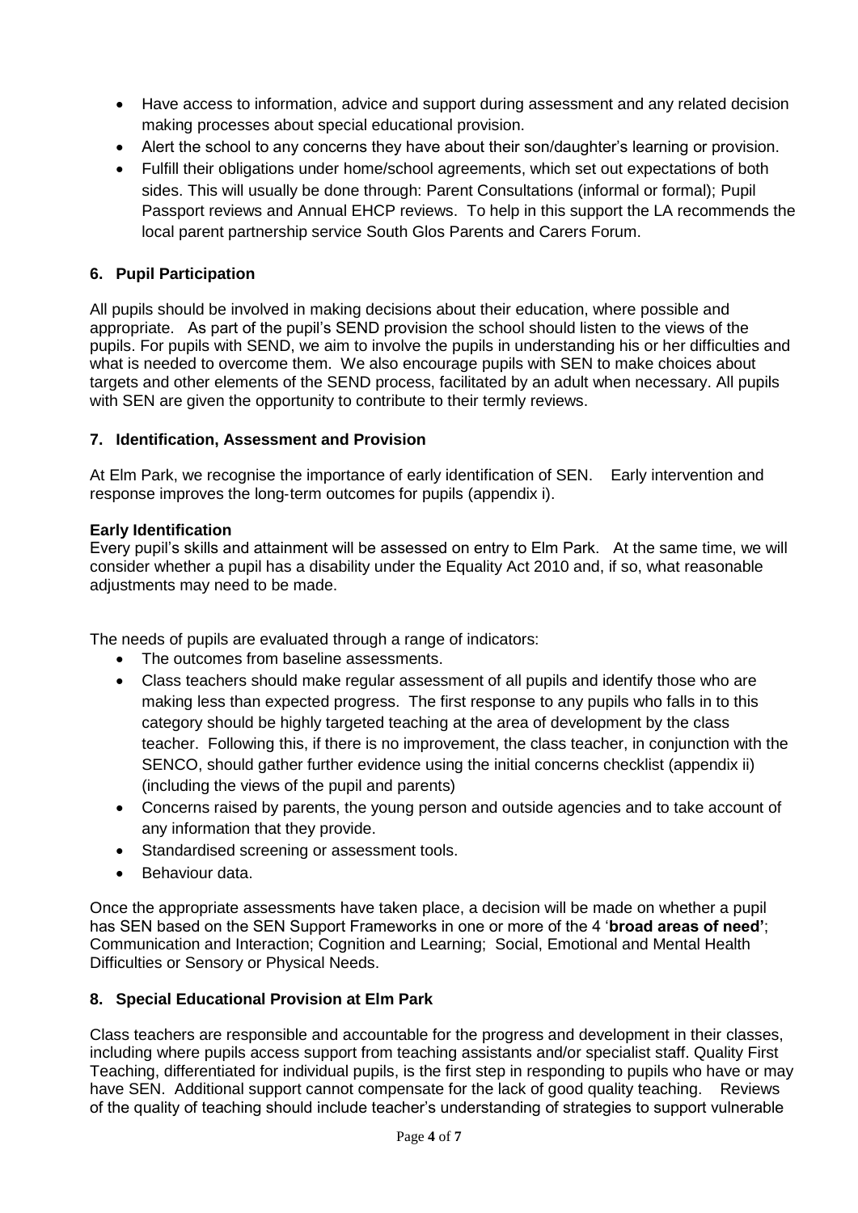- Have access to information, advice and support during assessment and any related decision making processes about special educational provision.
- Alert the school to any concerns they have about their son/daughter's learning or provision.
- Fulfill their obligations under home/school agreements, which set out expectations of both sides. This will usually be done through: Parent Consultations (informal or formal); Pupil Passport reviews and Annual EHCP reviews. To help in this support the LA recommends the local parent partnership service South Glos Parents and Carers Forum.

## 6. Pupil Participation

All pupils should be involved in making decisions about their education, where possible and appropriate. As part of the pupil's SEND provision the school should listen to the views of the pupils. For pupils with SEND, we aim to involve the pupils in understanding his or her difficulties and what is needed to overcome them. We also encourage pupils with SEN to make choices about targets and other elements of the SEND process, facilitated by an adult when necessary. All pupils with SEN are given the opportunity to contribute to their termly reviews.

## 7. Identification, Assessment and Provision

At Elm Park, we recognise the importance of early identification of SEN. Early intervention and response improves the long-term outcomes for pupils (appendix i).

### Early Identification

Every pupil's skills and attainment will be assessed on entry to Elm Park. At the same time, we will consider whether a pupil has a disability under the Equality Act 2010 and, if so, what reasonable adjustments may need to be made.

The needs of pupils are evaluated through a range of indicators:

- The outcomes from baseline assessments.
- Class teachers should make regular assessment of all pupils and identify those who are making less than expected progress. The first response to any pupils who falls in to this category should be highly targeted teaching at the area of development by the class teacher. Following this, if there is no improvement, the class teacher, in conjunction with the SENCO, should gather further evidence using the initial concerns checklist (appendix ii) (including the views of the pupil and parents)
- Concerns raised by parents, the young person and outside agencies and to take account of any information that they provide.
- Standardised screening or assessment tools.
- Behaviour data.

Once the appropriate assessments have taken place, a decision will be made on whether a pupil has SEN based on the SEN Support Frameworks in one or more of the 4 '**broad areas of need'**; Communication and Interaction; Cognition and Learning; Social, Emotional and Mental Health Difficulties or Sensory or Physical Needs.

## 8. Special Educational Provision at Elm Park

Class teachers are responsible and accountable for the progress and development in their classes, including where pupils access support from teaching assistants and/or specialist staff. Quality First Teaching, differentiated for individual pupils, is the first step in responding to pupils who have or may have SEN. Additional support cannot compensate for the lack of good quality teaching. Reviews of the quality of teaching should include teacher's understanding of strategies to support vulnerable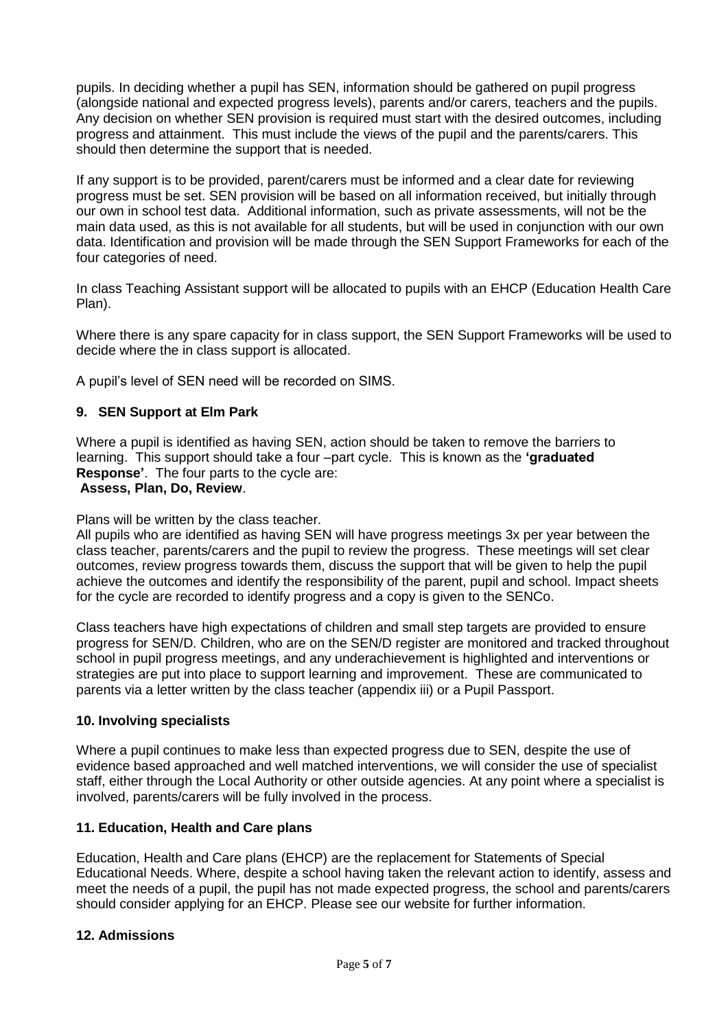pupils. In deciding whether a pupil has SEN, information should be gathered on pupil progress (alongside national and expected progress levels), parents and/or carers, teachers and the pupils. Any decision on whether SEN provision is required must start with the desired outcomes, including progress and attainment. This must include the views of the pupil and the parents/carers. This should then determine the support that is needed.

If any support is to be provided, parent/carers must be informed and a clear date for reviewing progress must be set. SEN provision will be based on all information received, but initially through our own in school test data. Additional information, such as private assessments, will not be the main data used, as this is not available for all students, but will be used in conjunction with our own data. Identification and provision will be made through the SEN Support Frameworks for each of the four categories of need.

In class Teaching Assistant support will be allocated to pupils with an EHCP (Education Health Care Plan).

Where there is any spare capacity for in class support, the SEN Support Frameworks will be used to decide where the in class support is allocated.

A pupil's level of SEN need will be recorded on SIMS.

## 9. SEN Support at Elm Park

Where a pupil is identified as having SEN, action should be taken to remove the barriers to learning. This support should take a four –part cycle. This is known as the **'graduated Response'**. The four parts to the cycle are:
**Assess, Plan, Do, Review**.

Plans will be written by the class teacher.
All pupils who are identified as having SEN will have progress meetings 3x per year between the class teacher, parents/carers and the pupil to review the progress. These meetings will set clear outcomes, review progress towards them, discuss the support that will be given to help the pupil achieve the outcomes and identify the responsibility of the parent, pupil and school. Impact sheets for the cycle are recorded to identify progress and a copy is given to the SENCo.

Class teachers have high expectations of children and small step targets are provided to ensure progress for SEN/D. Children, who are on the SEN/D register are monitored and tracked throughout school in pupil progress meetings, and any underachievement is highlighted and interventions or strategies are put into place to support learning and improvement. These are communicated to parents via a letter written by the class teacher (appendix iii) or a Pupil Passport.

## 10. Involving specialists

Where a pupil continues to make less than expected progress due to SEN, despite the use of evidence based approached and well matched interventions, we will consider the use of specialist staff, either through the Local Authority or other outside agencies. At any point where a specialist is involved, parents/carers will be fully involved in the process.

## 11. Education, Health and Care plans

Education, Health and Care plans (EHCP) are the replacement for Statements of Special Educational Needs. Where, despite a school having taken the relevant action to identify, assess and meet the needs of a pupil, the pupil has not made expected progress, the school and parents/carers should consider applying for an EHCP. Please see our website for further information.

## 12. Admissions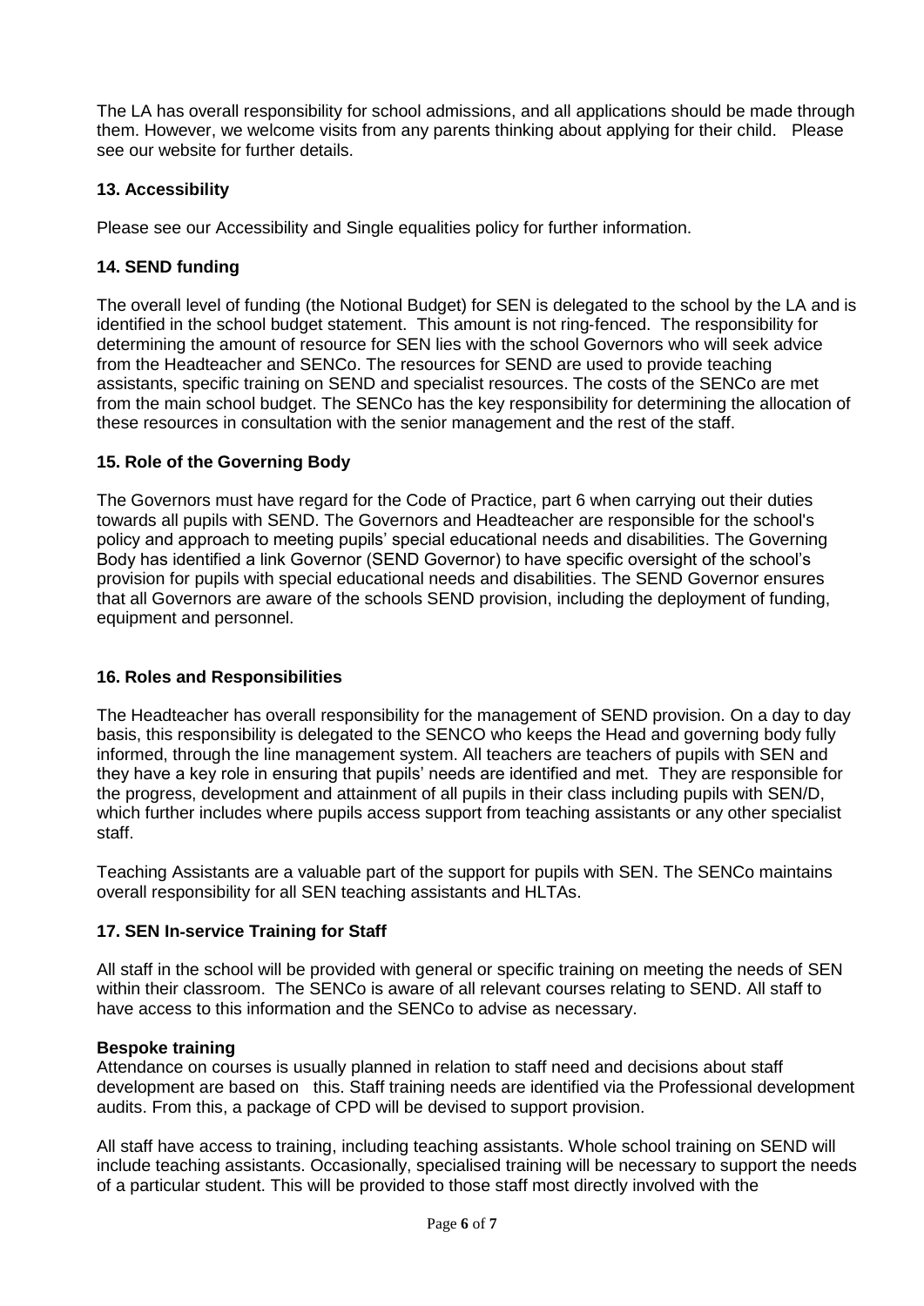The LA has overall responsibility for school admissions, and all applications should be made through them. However, we welcome visits from any parents thinking about applying for their child. Please see our website for further details.

### 13. Accessibility

Please see our Accessibility and Single equalities policy for further information.

### 14. SEND funding

The overall level of funding (the Notional Budget) for SEN is delegated to the school by the LA and is identified in the school budget statement. This amount is not ring-fenced. The responsibility for determining the amount of resource for SEN lies with the school Governors who will seek advice from the Headteacher and SENCo. The resources for SEND are used to provide teaching assistants, specific training on SEND and specialist resources. The costs of the SENCo are met from the main school budget. The SENCo has the key responsibility for determining the allocation of these resources in consultation with the senior management and the rest of the staff.

### 15. Role of the Governing Body

The Governors must have regard for the Code of Practice, part 6 when carrying out their duties towards all pupils with SEND. The Governors and Headteacher are responsible for the school's policy and approach to meeting pupils' special educational needs and disabilities. The Governing Body has identified a link Governor (SEND Governor) to have specific oversight of the school's provision for pupils with special educational needs and disabilities. The SEND Governor ensures that all Governors are aware of the schools SEND provision, including the deployment of funding, equipment and personnel.

### 16. Roles and Responsibilities

The Headteacher has overall responsibility for the management of SEND provision. On a day to day basis, this responsibility is delegated to the SENCO who keeps the Head and governing body fully informed, through the line management system. All teachers are teachers of pupils with SEN and they have a key role in ensuring that pupils' needs are identified and met. They are responsible for the progress, development and attainment of all pupils in their class including pupils with SEN/D, which further includes where pupils access support from teaching assistants or any other specialist staff.

Teaching Assistants are a valuable part of the support for pupils with SEN. The SENCo maintains overall responsibility for all SEN teaching assistants and HLTAs.

### 17. SEN In-service Training for Staff

All staff in the school will be provided with general or specific training on meeting the needs of SEN within their classroom. The SENCo is aware of all relevant courses relating to SEND. All staff to have access to this information and the SENCo to advise as necessary.

**Bespoke training**

Attendance on courses is usually planned in relation to staff need and decisions about staff development are based on this. Staff training needs are identified via the Professional development audits. From this, a package of CPD will be devised to support provision.

All staff have access to training, including teaching assistants. Whole school training on SEND will include teaching assistants. Occasionally, specialised training will be necessary to support the needs of a particular student. This will be provided to those staff most directly involved with the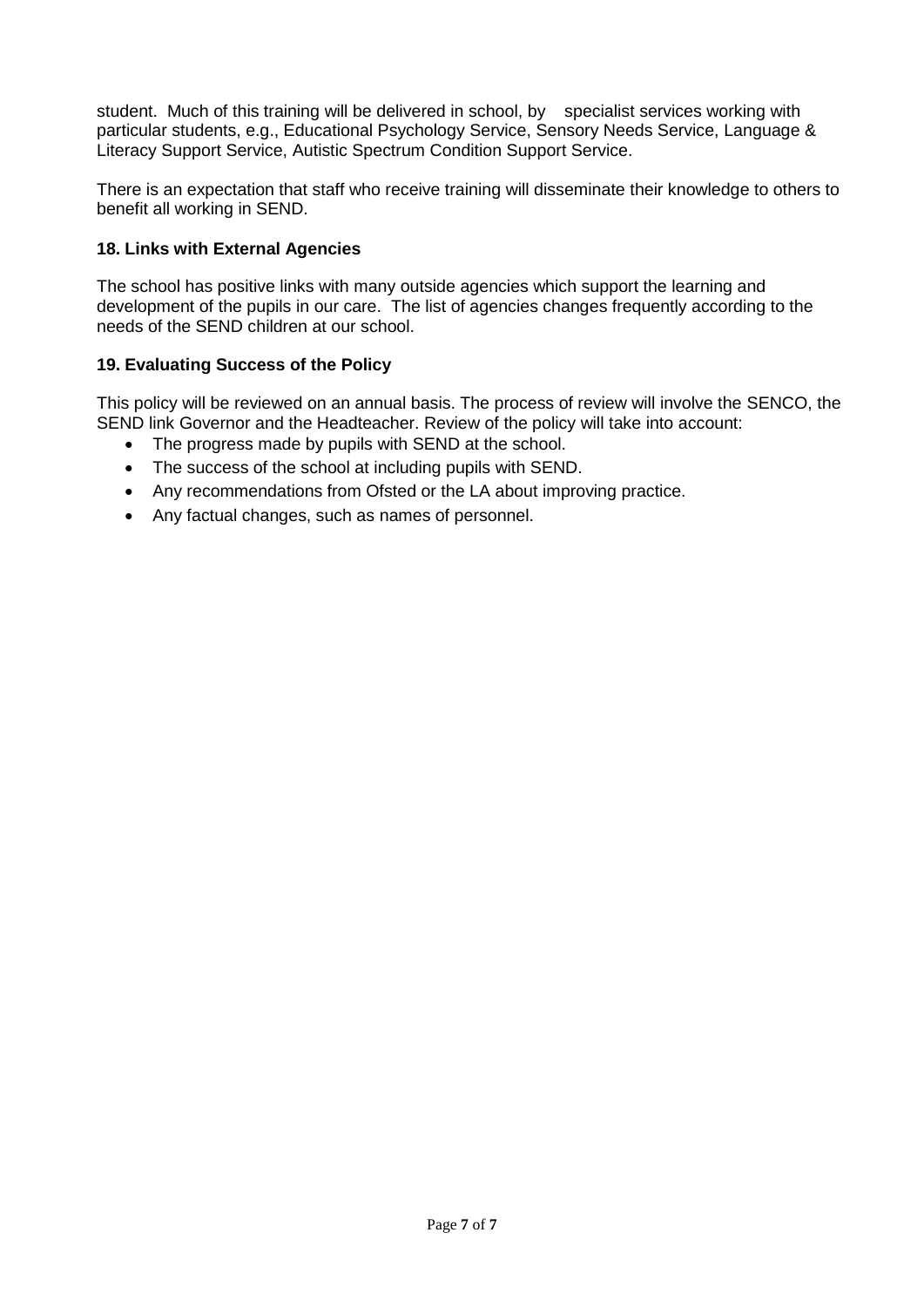student. Much of this training will be delivered in school, by specialist services working with particular students, e.g., Educational Psychology Service, Sensory Needs Service, Language & Literacy Support Service, Autistic Spectrum Condition Support Service.

There is an expectation that staff who receive training will disseminate their knowledge to others to benefit all working in SEND.

### 18. Links with External Agencies

The school has positive links with many outside agencies which support the learning and development of the pupils in our care. The list of agencies changes frequently according to the needs of the SEND children at our school.

### 19. Evaluating Success of the Policy

This policy will be reviewed on an annual basis. The process of review will involve the SENCO, the SEND link Governor and the Headteacher. Review of the policy will take into account:

- The progress made by pupils with SEND at the school.
- The success of the school at including pupils with SEND.
- Any recommendations from Ofsted or the LA about improving practice.
- Any factual changes, such as names of personnel.